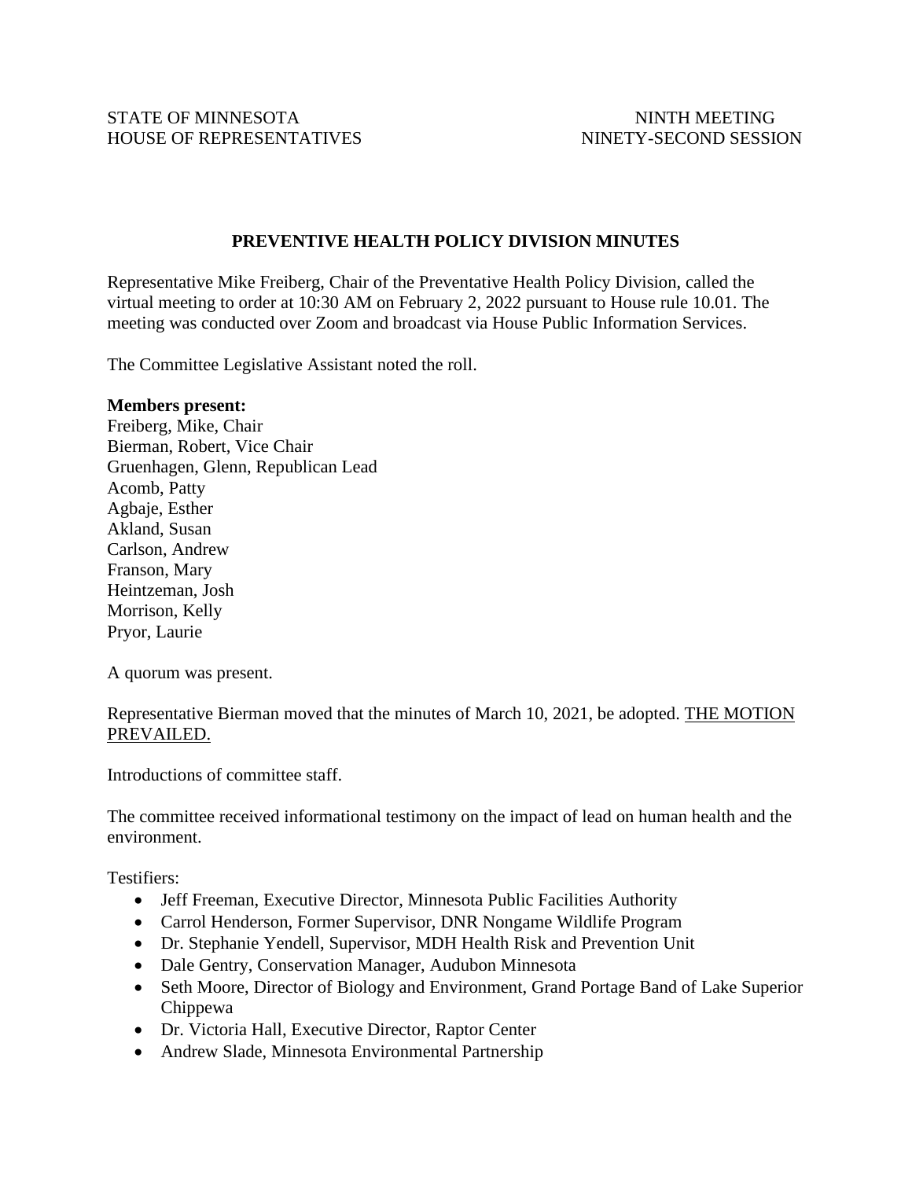STATE OF MINNESOTA
HOUSE OF REPRESENTATIVES

NINTH MEETING
NINETY-SECOND SESSION

# PREVENTIVE HEALTH POLICY DIVISION MINUTES

Representative Mike Freiberg, Chair of the Preventative Health Policy Division, called the virtual meeting to order at 10:30 AM on February 2, 2022 pursuant to House rule 10.01. The meeting was conducted over Zoom and broadcast via House Public Information Services.

The Committee Legislative Assistant noted the roll.

**Members present:**
Freiberg, Mike, Chair
Bierman, Robert, Vice Chair
Gruenhagen, Glenn, Republican Lead
Acomb, Patty
Agbaje, Esther
Akland, Susan
Carlson, Andrew
Franson, Mary
Heintzeman, Josh
Morrison, Kelly
Pryor, Laurie

A quorum was present.

Representative Bierman moved that the minutes of March 10, 2021, be adopted. <u>THE MOTION PREVAILED.</u>

Introductions of committee staff.

The committee received informational testimony on the impact of lead on human health and the environment.

Testifiers:

- Jeff Freeman, Executive Director, Minnesota Public Facilities Authority
- Carrol Henderson, Former Supervisor, DNR Nongame Wildlife Program
- Dr. Stephanie Yendell, Supervisor, MDH Health Risk and Prevention Unit
- Dale Gentry, Conservation Manager, Audubon Minnesota
- Seth Moore, Director of Biology and Environment, Grand Portage Band of Lake Superior Chippewa
- Dr. Victoria Hall, Executive Director, Raptor Center
- Andrew Slade, Minnesota Environmental Partnership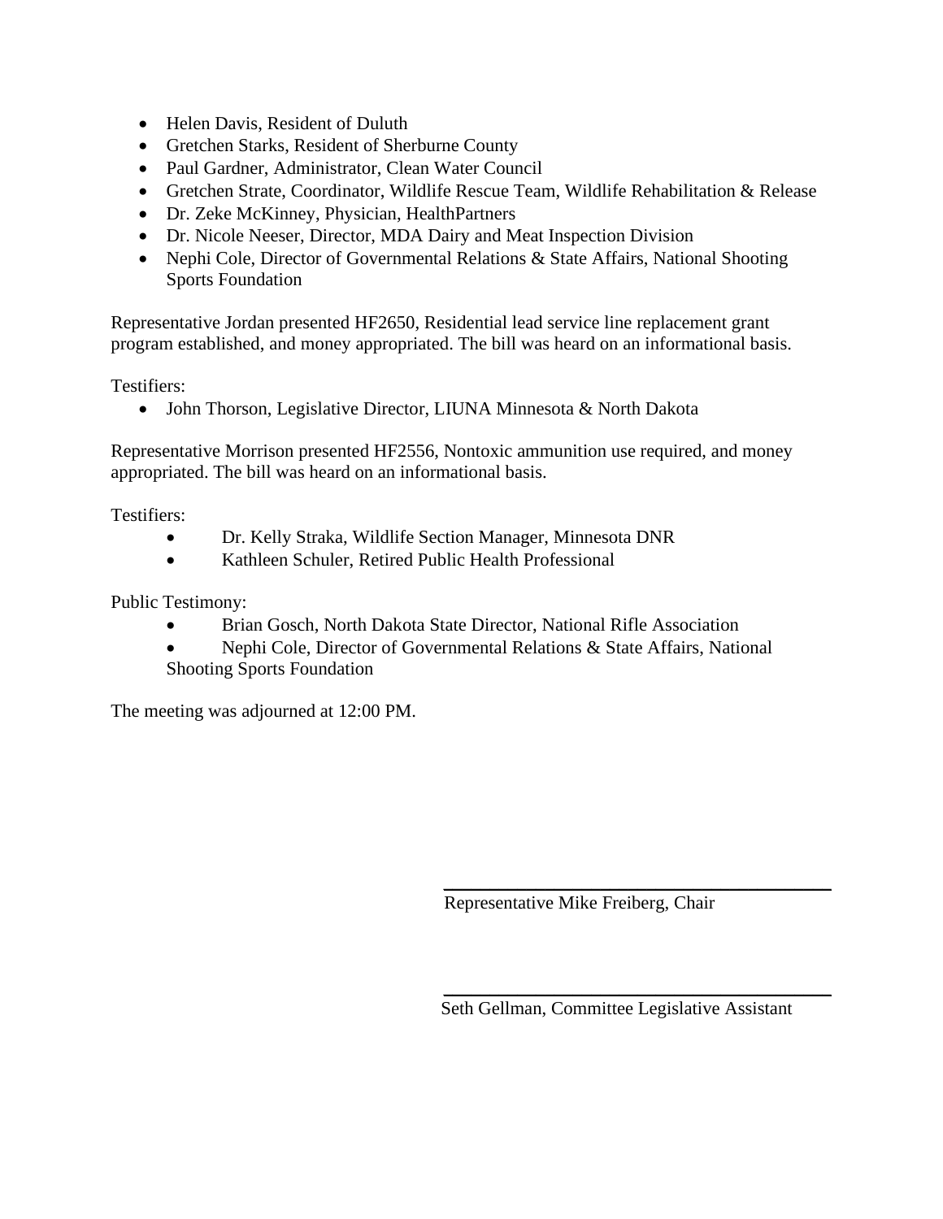- Helen Davis, Resident of Duluth
- Gretchen Starks, Resident of Sherburne County
- Paul Gardner, Administrator, Clean Water Council
- Gretchen Strate, Coordinator, Wildlife Rescue Team, Wildlife Rehabilitation & Release
- Dr. Zeke McKinney, Physician, HealthPartners
- Dr. Nicole Neeser, Director, MDA Dairy and Meat Inspection Division
- Nephi Cole, Director of Governmental Relations & State Affairs, National Shooting Sports Foundation

Representative Jordan presented HF2650, Residential lead service line replacement grant program established, and money appropriated. The bill was heard on an informational basis.

Testifiers:

- John Thorson, Legislative Director, LIUNA Minnesota & North Dakota

Representative Morrison presented HF2556, Nontoxic ammunition use required, and money appropriated. The bill was heard on an informational basis.

Testifiers:

- Dr. Kelly Straka, Wildlife Section Manager, Minnesota DNR
- Kathleen Schuler, Retired Public Health Professional

Public Testimony:

- Brian Gosch, North Dakota State Director, National Rifle Association
- Nephi Cole, Director of Governmental Relations & State Affairs, National Shooting Sports Foundation

The meeting was adjourned at 12:00 PM.

\_\_\_\_\_\_\_\_\_\_\_\_\_\_\_\_\_\_\_\_\_\_\_\_\_\_\_\_\_\_\_\_\_\_\_\_\_\_\_\_

Representative Mike Freiberg, Chair

\_\_\_\_\_\_\_\_\_\_\_\_\_\_\_\_\_\_\_\_\_\_\_\_\_\_\_\_\_\_\_\_\_\_\_\_\_\_\_\_

Seth Gellman, Committee Legislative Assistant